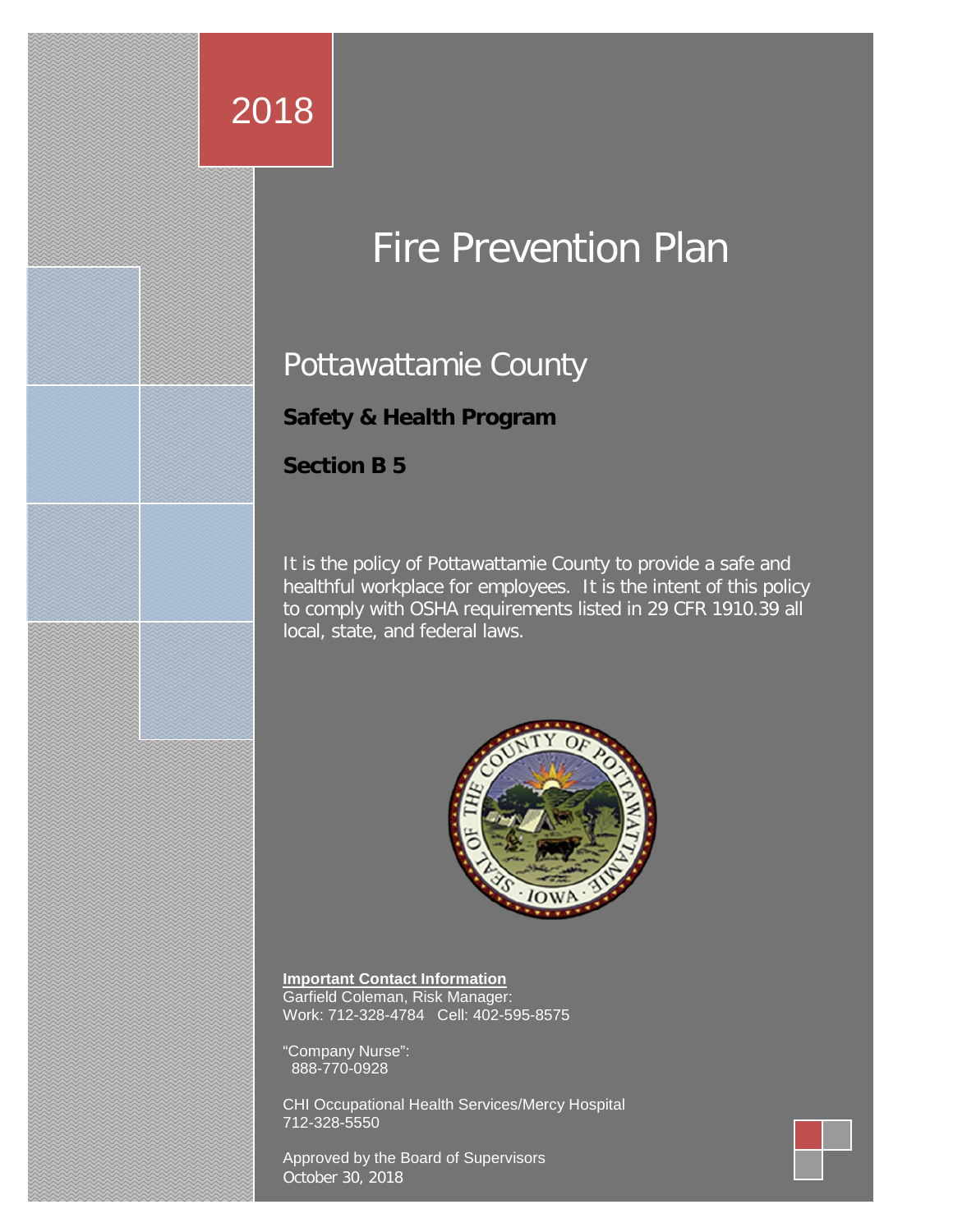2018

# Fire Prevention Plan

## Pottawattamie County

**Safety & Health Program**

**Section B 5**

It is the policy of Pottawattamie County to provide a safe and healthful workplace for employees. It is the intent of this policy to comply with OSHA requirements listed in 29 CFR 1910.39 all local, state, and federal laws.

**Important Contact Information**
Garfield Coleman, Risk Manager:
Work: 712-328-4784 Cell: 402-595-8575

"Company Nurse":
888-770-0928

CHI Occupational Health Services/Mercy Hospital
712-328-5550

Approved by the Board of Supervisors
October 30, 2018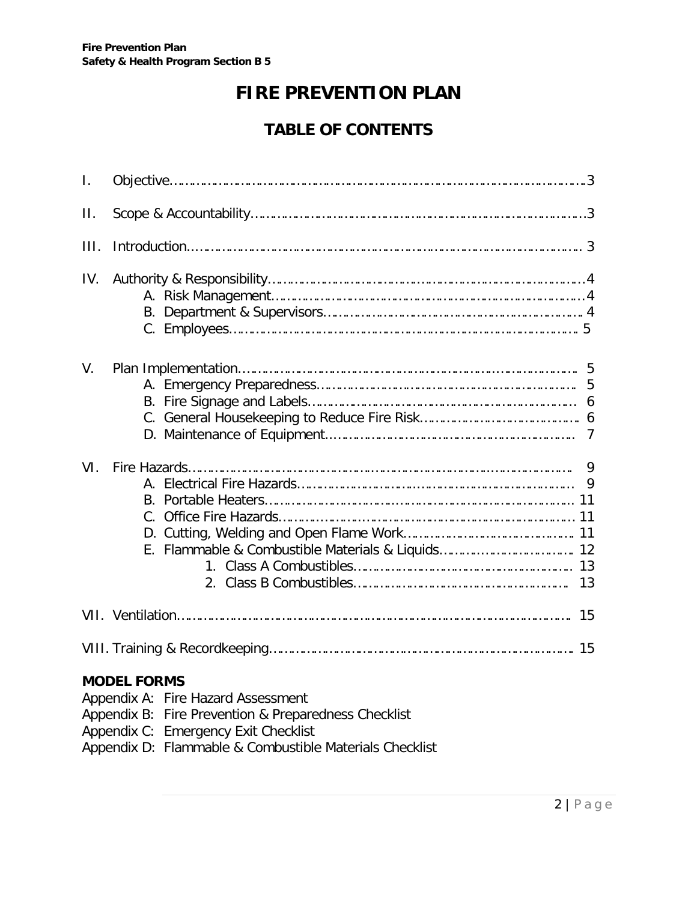# FIRE PREVENTION PLAN

## TABLE OF CONTENTS

I. Objective……………………………………………………………………………………………3

II. Scope & Accountability…………………………………………………………………………3

III. Introduction……………………………………………………………………………………… 3

IV. Authority & Responsibility……………………………………………………………………4
   - A. Risk Management……………………………………………………………………4
   - B. Department & Supervisors…………………………………………………………… 4
   - C. Employees…………………………………………………………………………… 5

V. Plan Implementation……………………………………………………………………… 5
   - A. Emergency Preparedness…………………………………………………………… 5
   - B. Fire Signage and Labels……………………………………………………………… 6
   - C. General Housekeeping to Reduce Fire Risk………………………………………. 6
   - D. Maintenance of Equipment…………………………………………………………… 7

VI. Fire Hazards………………………………………………………………………………… 9
   - A. Electrical Fire Hazards……………………………………………………………… 9
   - B. Portable Heaters……………………………………………………………………… 11
   - C. Office Fire Hazards…………………………………………………………………… 11
   - D. Cutting, Welding and Open Flame Work…………………………………………. 11
   - E. Flammable & Combustible Materials & Liquids…………………………………. 12
     1. Class A Combustibles………………………………………………………… 13
     2. Class B Combustibles………………………………………………………. 13

VII. Ventilation…………………………………………………………………………………… 15

VIII. Training & Recordkeeping……………………………………………………………… 15

**MODEL FORMS**

Appendix A: Fire Hazard Assessment
Appendix B: Fire Prevention & Preparedness Checklist
Appendix C: Emergency Exit Checklist
Appendix D: Flammable & Combustible Materials Checklist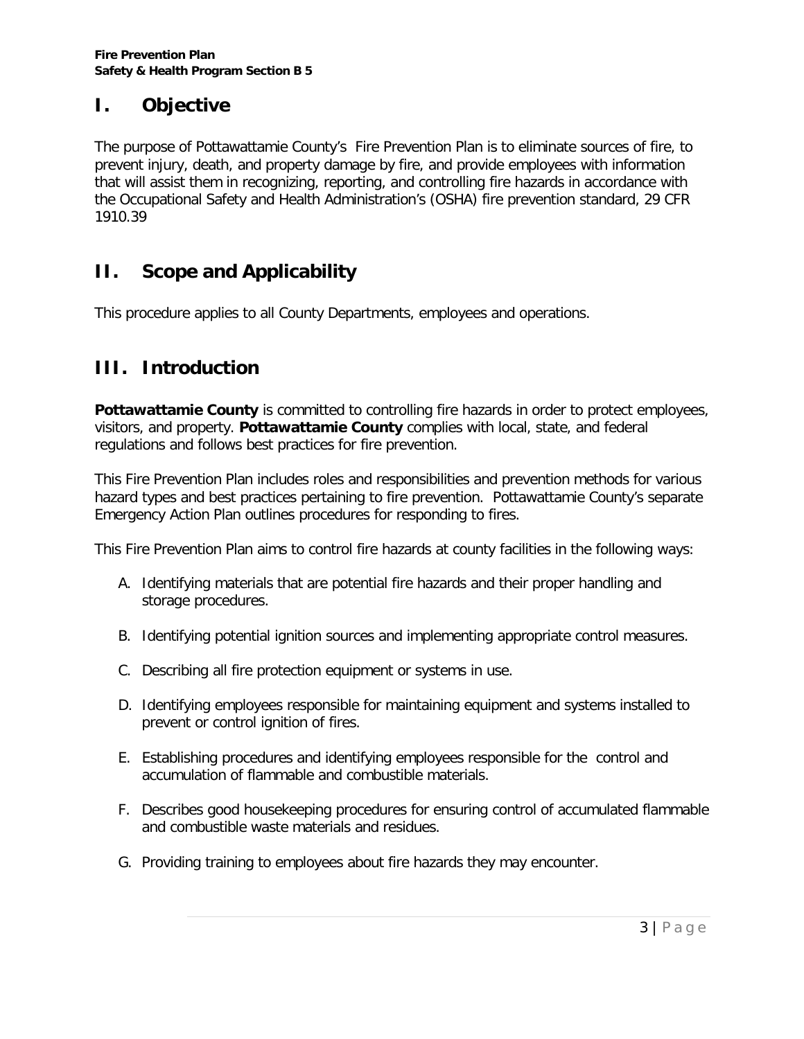## I. Objective

The purpose of Pottawattamie County's Fire Prevention Plan is to eliminate sources of fire, to prevent injury, death, and property damage by fire, and provide employees with information that will assist them in recognizing, reporting, and controlling fire hazards in accordance with the Occupational Safety and Health Administration's (OSHA) fire prevention standard, 29 CFR 1910.39

## II. Scope and Applicability

This procedure applies to all County Departments, employees and operations.

## III. Introduction

**Pottawattamie County** is committed to controlling fire hazards in order to protect employees, visitors, and property. **Pottawattamie County** complies with local, state, and federal regulations and follows best practices for fire prevention.

This Fire Prevention Plan includes roles and responsibilities and prevention methods for various hazard types and best practices pertaining to fire prevention. Pottawattamie County's separate Emergency Action Plan outlines procedures for responding to fires.

This Fire Prevention Plan aims to control fire hazards at county facilities in the following ways:

A. Identifying materials that are potential fire hazards and their proper handling and storage procedures.

B. Identifying potential ignition sources and implementing appropriate control measures.

C. Describing all fire protection equipment or systems in use.

D. Identifying employees responsible for maintaining equipment and systems installed to prevent or control ignition of fires.

E. Establishing procedures and identifying employees responsible for the control and accumulation of flammable and combustible materials.

F. Describes good housekeeping procedures for ensuring control of accumulated flammable and combustible waste materials and residues.

G. Providing training to employees about fire hazards they may encounter.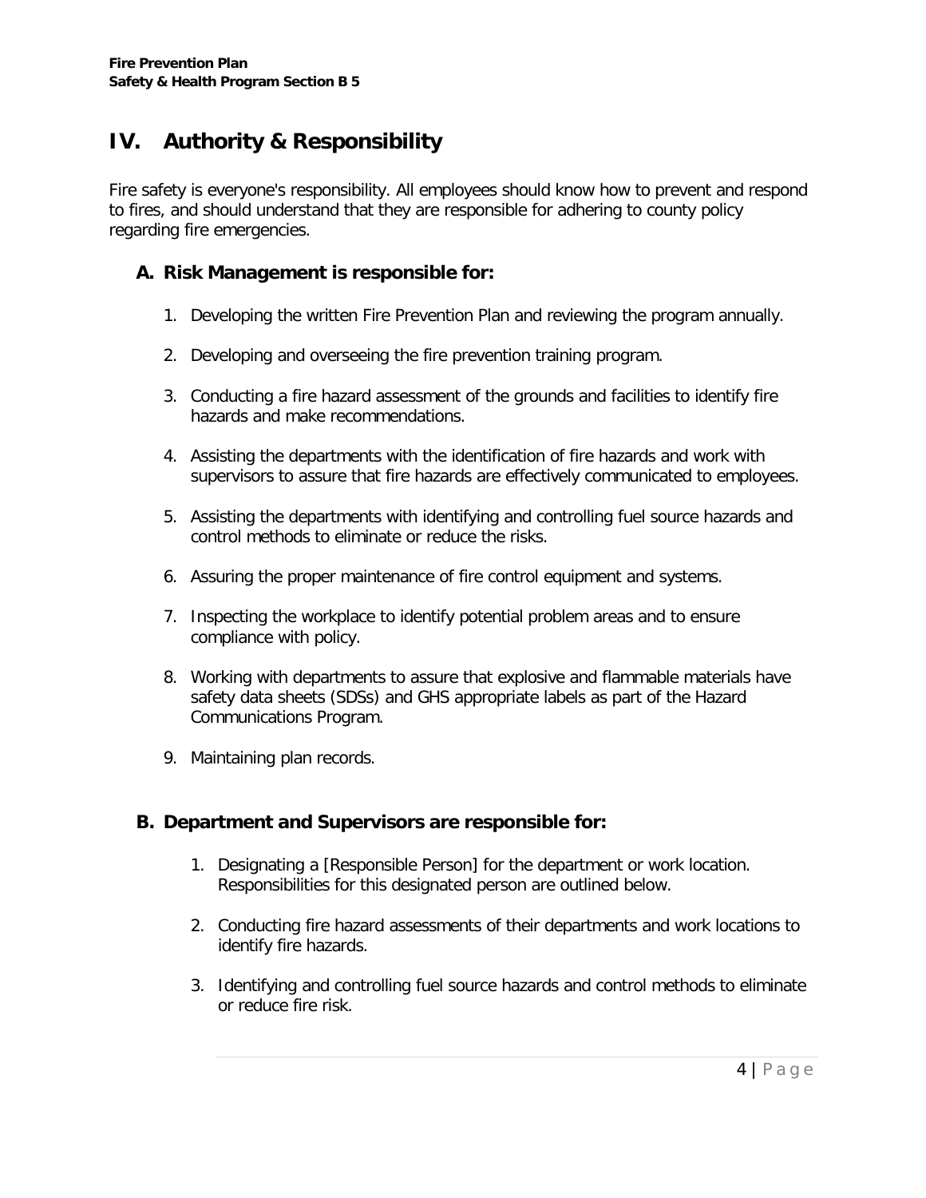# IV. Authority & Responsibility

Fire safety is everyone's responsibility. All employees should know how to prevent and respond to fires, and should understand that they are responsible for adhering to county policy regarding fire emergencies.

## A. Risk Management is responsible for:

1. Developing the written Fire Prevention Plan and reviewing the program annually.
2. Developing and overseeing the fire prevention training program.
3. Conducting a fire hazard assessment of the grounds and facilities to identify fire hazards and make recommendations.
4. Assisting the departments with the identification of fire hazards and work with supervisors to assure that fire hazards are effectively communicated to employees.
5. Assisting the departments with identifying and controlling fuel source hazards and control methods to eliminate or reduce the risks.
6. Assuring the proper maintenance of fire control equipment and systems.
7. Inspecting the workplace to identify potential problem areas and to ensure compliance with policy.
8. Working with departments to assure that explosive and flammable materials have safety data sheets (SDSs) and GHS appropriate labels as part of the Hazard Communications Program.
9. Maintaining plan records.

## B. Department and Supervisors are responsible for:

1. Designating a [Responsible Person] for the department or work location. Responsibilities for this designated person are outlined below.
2. Conducting fire hazard assessments of their departments and work locations to identify fire hazards.
3. Identifying and controlling fuel source hazards and control methods to eliminate or reduce fire risk.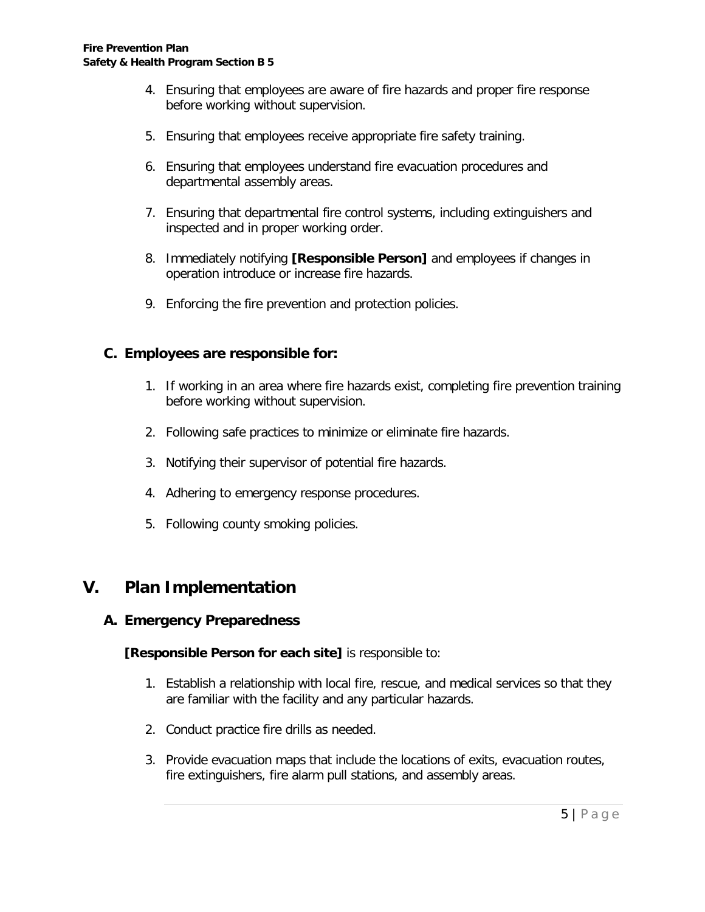4. Ensuring that employees are aware of fire hazards and proper fire response before working without supervision.

5. Ensuring that employees receive appropriate fire safety training.

6. Ensuring that employees understand fire evacuation procedures and departmental assembly areas.

7. Ensuring that departmental fire control systems, including extinguishers and inspected and in proper working order.

8. Immediately notifying **[Responsible Person]** and employees if changes in operation introduce or increase fire hazards.

9. Enforcing the fire prevention and protection policies.

### C. Employees are responsible for:

1. If working in an area where fire hazards exist, completing fire prevention training before working without supervision.

2. Following safe practices to minimize or eliminate fire hazards.

3. Notifying their supervisor of potential fire hazards.

4. Adhering to emergency response procedures.

5. Following county smoking policies.

## V. Plan Implementation

### A. Emergency Preparedness

**[Responsible Person for each site]** is responsible to:

1. Establish a relationship with local fire, rescue, and medical services so that they are familiar with the facility and any particular hazards.

2. Conduct practice fire drills as needed.

3. Provide evacuation maps that include the locations of exits, evacuation routes, fire extinguishers, fire alarm pull stations, and assembly areas.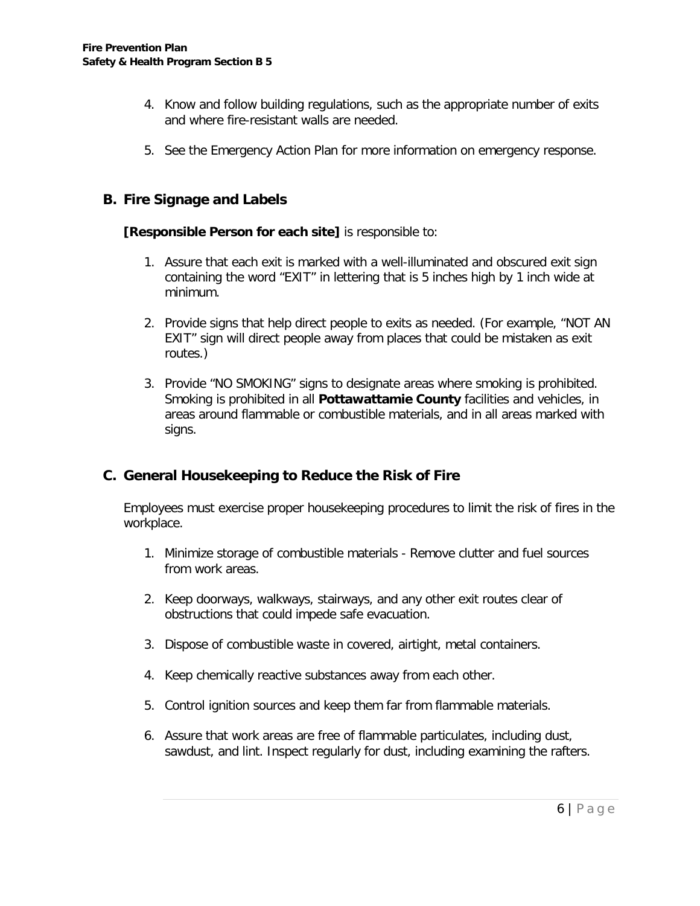4. Know and follow building regulations, such as the appropriate number of exits and where fire-resistant walls are needed.

5. See the Emergency Action Plan for more information on emergency response.

## B. Fire Signage and Labels

**[Responsible Person for each site]** is responsible to:

1. Assure that each exit is marked with a well-illuminated and obscured exit sign containing the word "EXIT" in lettering that is 5 inches high by 1 inch wide at minimum.

2. Provide signs that help direct people to exits as needed. (For example, "NOT AN EXIT" sign will direct people away from places that could be mistaken as exit routes.)

3. Provide "NO SMOKING" signs to designate areas where smoking is prohibited. Smoking is prohibited in all **Pottawattamie County** facilities and vehicles, in areas around flammable or combustible materials, and in all areas marked with signs.

## C. General Housekeeping to Reduce the Risk of Fire

Employees must exercise proper housekeeping procedures to limit the risk of fires in the workplace.

1. Minimize storage of combustible materials - Remove clutter and fuel sources from work areas.

2. Keep doorways, walkways, stairways, and any other exit routes clear of obstructions that could impede safe evacuation.

3. Dispose of combustible waste in covered, airtight, metal containers.

4. Keep chemically reactive substances away from each other.

5. Control ignition sources and keep them far from flammable materials.

6. Assure that work areas are free of flammable particulates, including dust, sawdust, and lint. Inspect regularly for dust, including examining the rafters.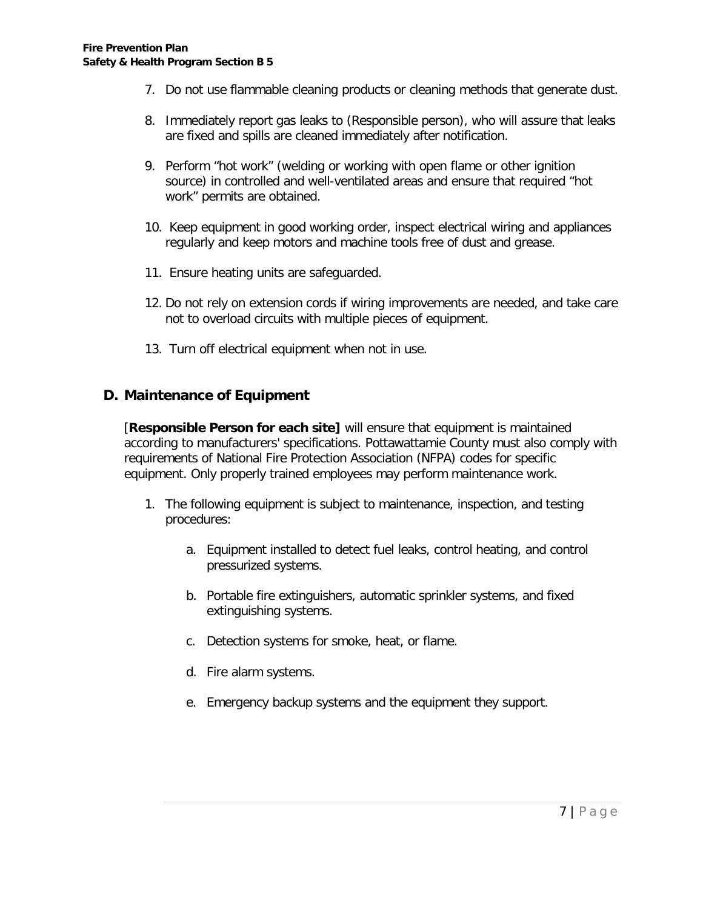7. Do not use flammable cleaning products or cleaning methods that generate dust.

8. Immediately report gas leaks to (Responsible person), who will assure that leaks are fixed and spills are cleaned immediately after notification.

9. Perform "hot work" (welding or working with open flame or other ignition source) in controlled and well-ventilated areas and ensure that required "hot work" permits are obtained.

10. Keep equipment in good working order, inspect electrical wiring and appliances regularly and keep motors and machine tools free of dust and grease.

11. Ensure heating units are safeguarded.

12. Do not rely on extension cords if wiring improvements are needed, and take care not to overload circuits with multiple pieces of equipment.

13. Turn off electrical equipment when not in use.

## D. Maintenance of Equipment

[**Responsible Person for each site]** will ensure that equipment is maintained according to manufacturers' specifications. Pottawattamie County must also comply with requirements of National Fire Protection Association (NFPA) codes for specific equipment. Only properly trained employees may perform maintenance work.

1. The following equipment is subject to maintenance, inspection, and testing procedures:

    a. Equipment installed to detect fuel leaks, control heating, and control pressurized systems.

    b. Portable fire extinguishers, automatic sprinkler systems, and fixed extinguishing systems.

    c. Detection systems for smoke, heat, or flame.

    d. Fire alarm systems.

    e. Emergency backup systems and the equipment they support.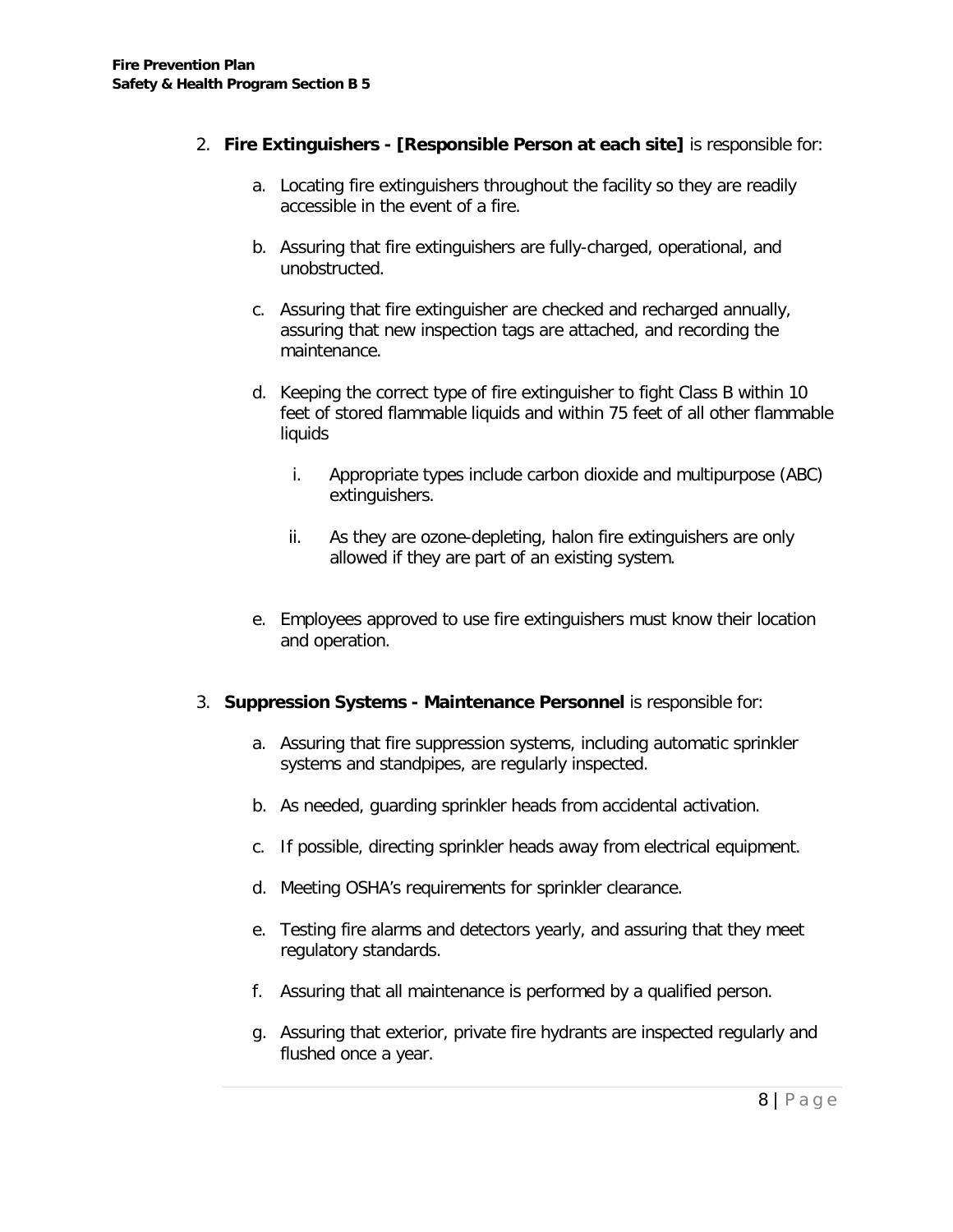2. **Fire Extinguishers - [Responsible Person at each site]** is responsible for:

    a. Locating fire extinguishers throughout the facility so they are readily accessible in the event of a fire.

    b. Assuring that fire extinguishers are fully-charged, operational, and unobstructed.

    c. Assuring that fire extinguisher are checked and recharged annually, assuring that new inspection tags are attached, and recording the maintenance.

    d. Keeping the correct type of fire extinguisher to fight Class B within 10 feet of stored flammable liquids and within 75 feet of all other flammable liquids

        i. Appropriate types include carbon dioxide and multipurpose (ABC) extinguishers.

        ii. As they are ozone-depleting, halon fire extinguishers are only allowed if they are part of an existing system.

    e. Employees approved to use fire extinguishers must know their location and operation.

3. **Suppression Systems - Maintenance Personnel** is responsible for:

    a. Assuring that fire suppression systems, including automatic sprinkler systems and standpipes, are regularly inspected.

    b. As needed, guarding sprinkler heads from accidental activation.

    c. If possible, directing sprinkler heads away from electrical equipment.

    d. Meeting OSHA's requirements for sprinkler clearance.

    e. Testing fire alarms and detectors yearly, and assuring that they meet regulatory standards.

    f. Assuring that all maintenance is performed by a qualified person.

    g. Assuring that exterior, private fire hydrants are inspected regularly and flushed once a year.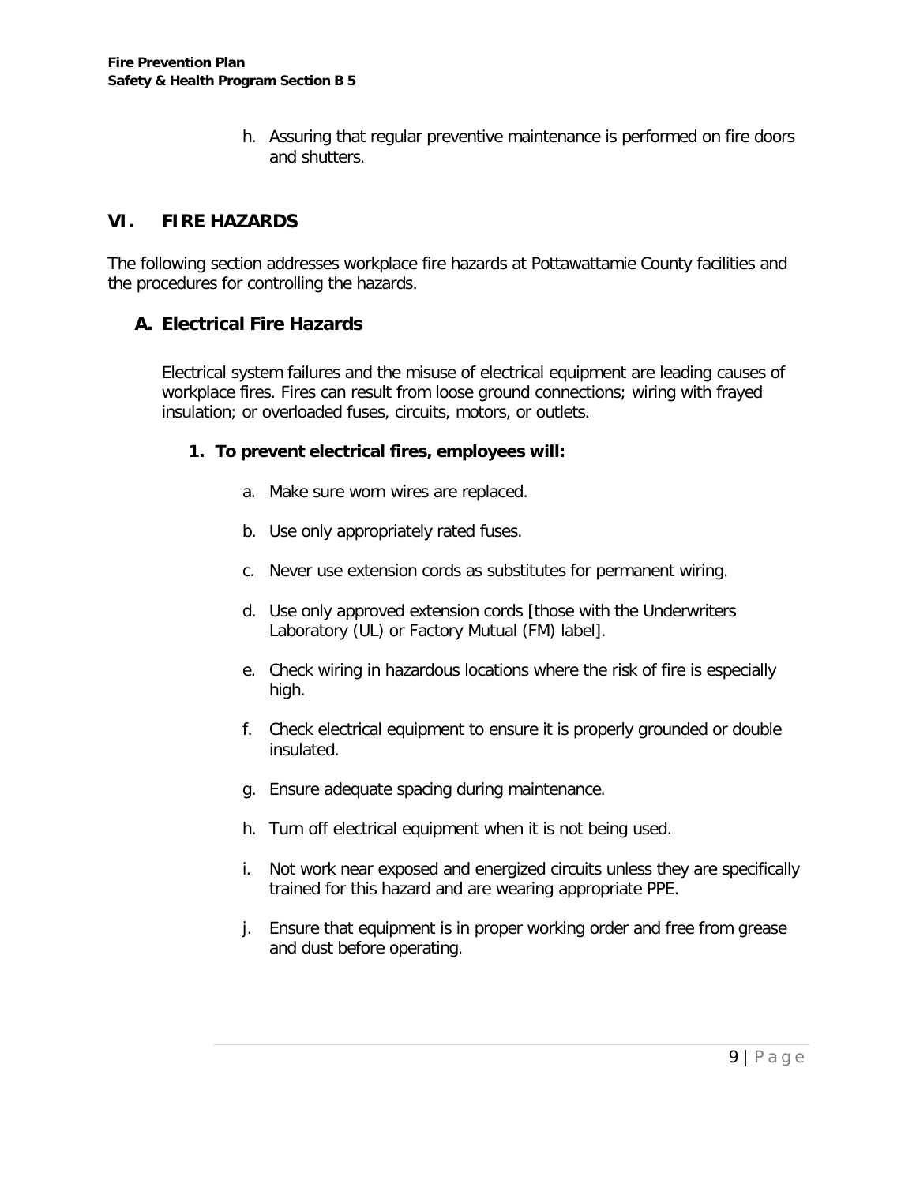h. Assuring that regular preventive maintenance is performed on fire doors and shutters.

## VI. FIRE HAZARDS

The following section addresses workplace fire hazards at Pottawattamie County facilities and the procedures for controlling the hazards.

### A. Electrical Fire Hazards

Electrical system failures and the misuse of electrical equipment are leading causes of workplace fires. Fires can result from loose ground connections; wiring with frayed insulation; or overloaded fuses, circuits, motors, or outlets.

#### 1. To prevent electrical fires, employees will:

a. Make sure worn wires are replaced.

b. Use only appropriately rated fuses.

c. Never use extension cords as substitutes for permanent wiring.

d. Use only approved extension cords [those with the Underwriters Laboratory (UL) or Factory Mutual (FM) label].

e. Check wiring in hazardous locations where the risk of fire is especially high.

f. Check electrical equipment to ensure it is properly grounded or double insulated.

g. Ensure adequate spacing during maintenance.

h. Turn off electrical equipment when it is not being used.

i. Not work near exposed and energized circuits unless they are specifically trained for this hazard and are wearing appropriate PPE.

j. Ensure that equipment is in proper working order and free from grease and dust before operating.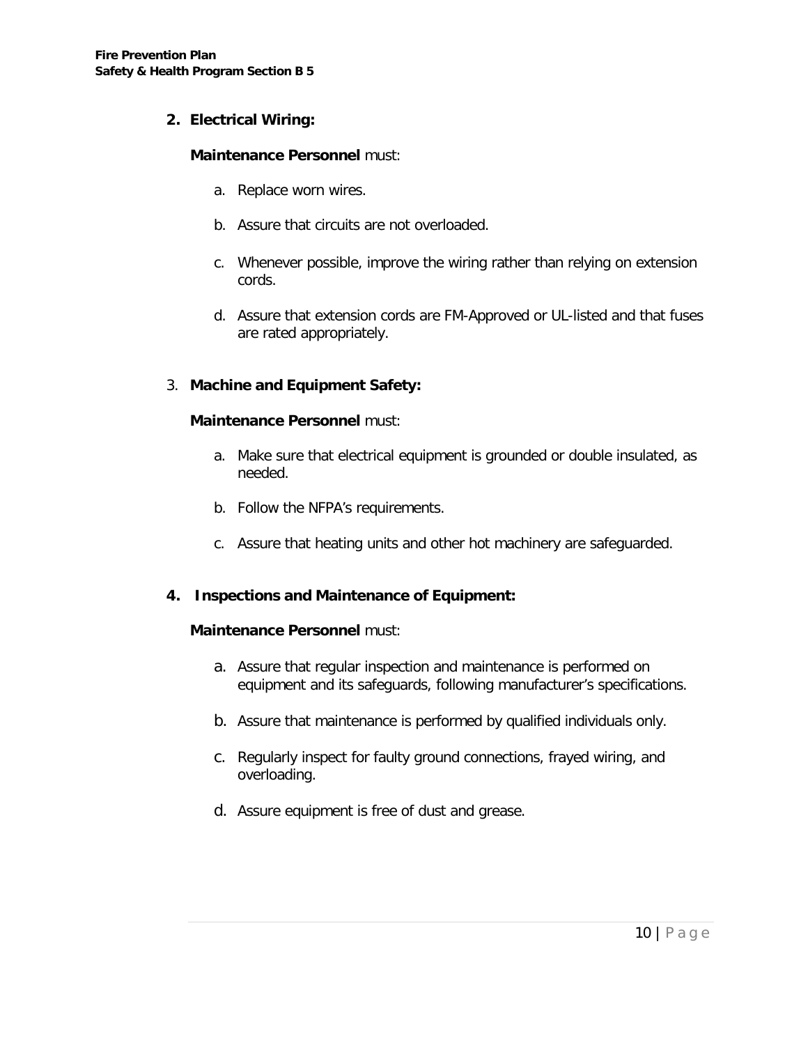**2. Electrical Wiring:**

**Maintenance Personnel** must:

a. Replace worn wires.

b. Assure that circuits are not overloaded.

c. Whenever possible, improve the wiring rather than relying on extension cords.

d. Assure that extension cords are FM-Approved or UL-listed and that fuses are rated appropriately.

3. **Machine and Equipment Safety:**

**Maintenance Personnel** must:

a. Make sure that electrical equipment is grounded or double insulated, as needed.

b. Follow the NFPA's requirements.

c. Assure that heating units and other hot machinery are safeguarded.

**4. Inspections and Maintenance of Equipment:**

**Maintenance Personnel** must:

a. Assure that regular inspection and maintenance is performed on equipment and its safeguards, following manufacturer's specifications.

b. Assure that maintenance is performed by qualified individuals only.

c. Regularly inspect for faulty ground connections, frayed wiring, and overloading.

d. Assure equipment is free of dust and grease.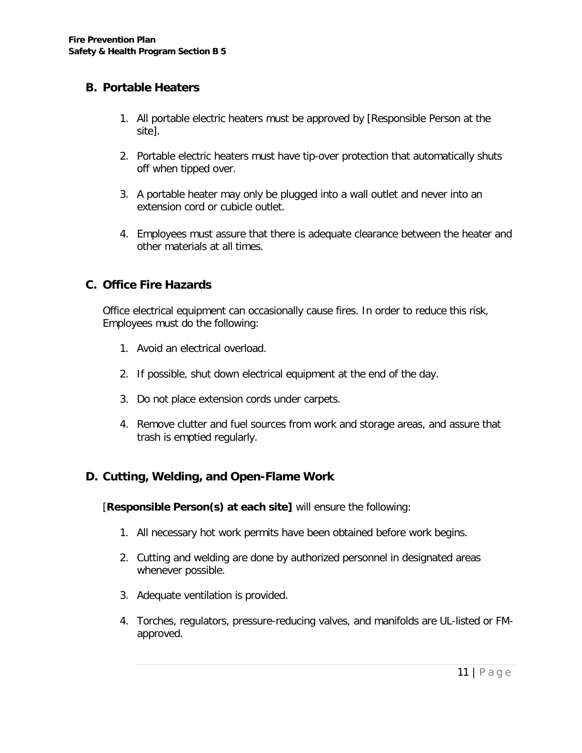## B. Portable Heaters

1. All portable electric heaters must be approved by [Responsible Person at the site].

2. Portable electric heaters must have tip-over protection that automatically shuts off when tipped over.

3. A portable heater may only be plugged into a wall outlet and never into an extension cord or cubicle outlet.

4. Employees must assure that there is adequate clearance between the heater and other materials at all times.

## C. Office Fire Hazards

Office electrical equipment can occasionally cause fires. In order to reduce this risk, Employees must do the following:

1. Avoid an electrical overload.

2. If possible, shut down electrical equipment at the end of the day.

3. Do not place extension cords under carpets.

4. Remove clutter and fuel sources from work and storage areas, and assure that trash is emptied regularly.

## D. Cutting, Welding, and Open-Flame Work

[**Responsible Person(s) at each site]** will ensure the following:

1. All necessary hot work permits have been obtained before work begins.

2. Cutting and welding are done by authorized personnel in designated areas whenever possible.

3. Adequate ventilation is provided.

4. Torches, regulators, pressure-reducing valves, and manifolds are UL-listed or FM-approved.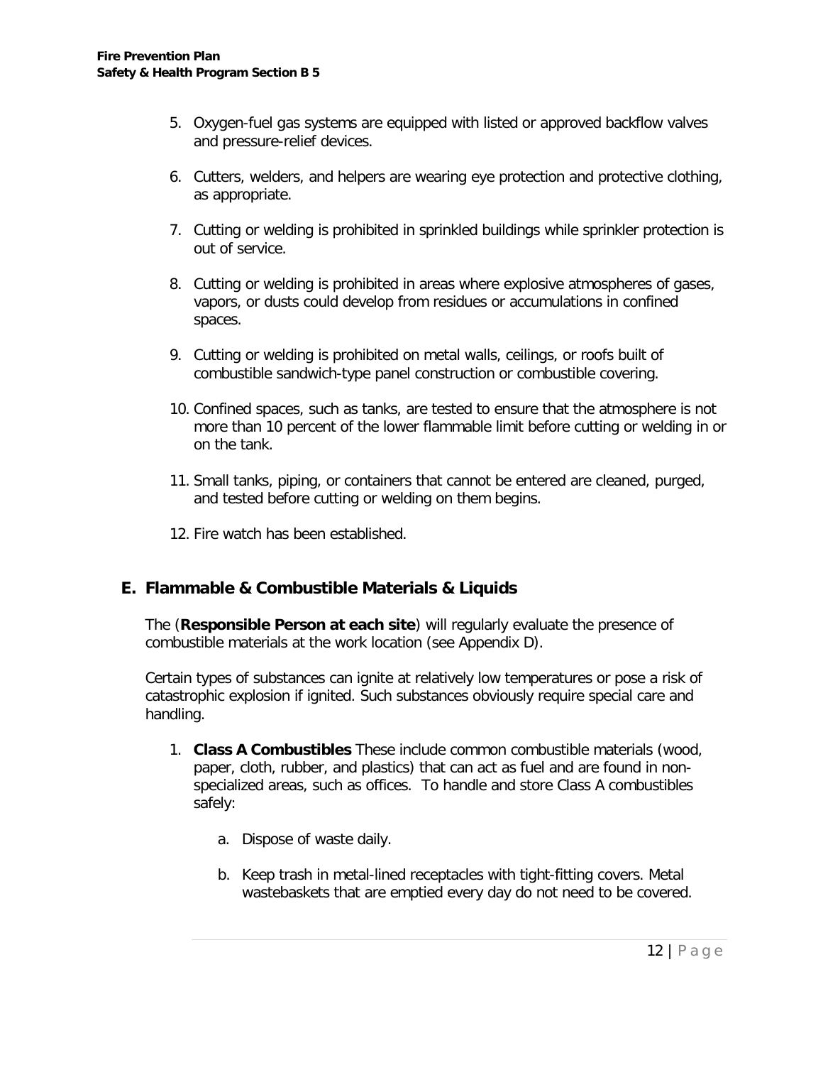5. Oxygen-fuel gas systems are equipped with listed or approved backflow valves and pressure-relief devices.

6. Cutters, welders, and helpers are wearing eye protection and protective clothing, as appropriate.

7. Cutting or welding is prohibited in sprinkled buildings while sprinkler protection is out of service.

8. Cutting or welding is prohibited in areas where explosive atmospheres of gases, vapors, or dusts could develop from residues or accumulations in confined spaces.

9. Cutting or welding is prohibited on metal walls, ceilings, or roofs built of combustible sandwich-type panel construction or combustible covering.

10. Confined spaces, such as tanks, are tested to ensure that the atmosphere is not more than 10 percent of the lower flammable limit before cutting or welding in or on the tank.

11. Small tanks, piping, or containers that cannot be entered are cleaned, purged, and tested before cutting or welding on them begins.

12. Fire watch has been established.

## E. Flammable & Combustible Materials & Liquids

The (**Responsible Person at each site**) will regularly evaluate the presence of combustible materials at the work location (see Appendix D).

Certain types of substances can ignite at relatively low temperatures or pose a risk of catastrophic explosion if ignited. Such substances obviously require special care and handling.

1. **Class A Combustibles** These include common combustible materials (wood, paper, cloth, rubber, and plastics) that can act as fuel and are found in non-specialized areas, such as offices. To handle and store Class A combustibles safely:

   a. Dispose of waste daily.

   b. Keep trash in metal-lined receptacles with tight-fitting covers. Metal wastebaskets that are emptied every day do not need to be covered.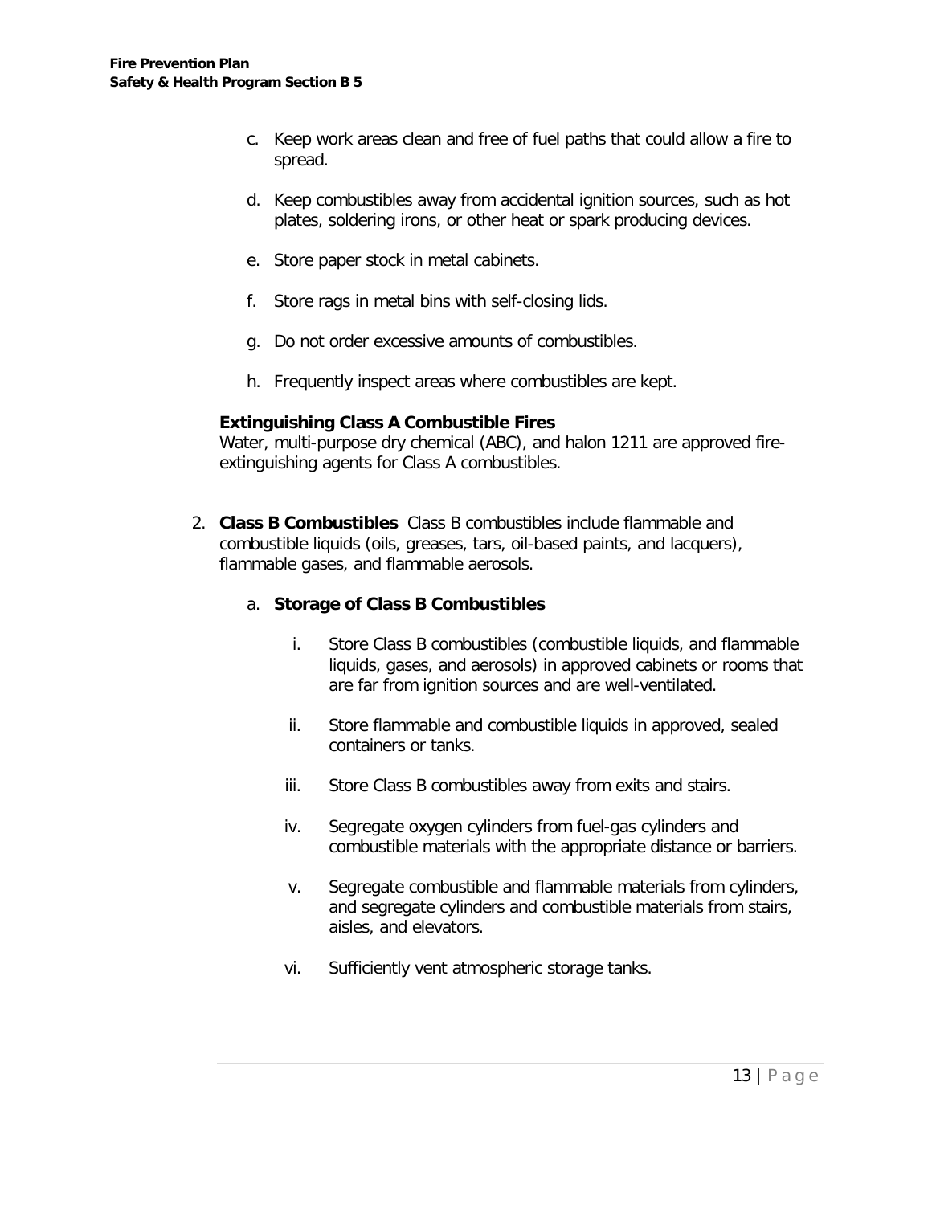c. Keep work areas clean and free of fuel paths that could allow a fire to spread.

d. Keep combustibles away from accidental ignition sources, such as hot plates, soldering irons, or other heat or spark producing devices.

e. Store paper stock in metal cabinets.

f. Store rags in metal bins with self-closing lids.

g. Do not order excessive amounts of combustibles.

h. Frequently inspect areas where combustibles are kept.

**Extinguishing Class A Combustible Fires**
Water, multi-purpose dry chemical (ABC), and halon 1211 are approved fire-extinguishing agents for Class A combustibles.

2. **Class B Combustibles** Class B combustibles include flammable and combustible liquids (oils, greases, tars, oil-based paints, and lacquers), flammable gases, and flammable aerosols.

   a. **Storage of Class B Combustibles**

      i. Store Class B combustibles (combustible liquids, and flammable liquids, gases, and aerosols) in approved cabinets or rooms that are far from ignition sources and are well-ventilated.

      ii. Store flammable and combustible liquids in approved, sealed containers or tanks.

      iii. Store Class B combustibles away from exits and stairs.

      iv. Segregate oxygen cylinders from fuel-gas cylinders and combustible materials with the appropriate distance or barriers.

      v. Segregate combustible and flammable materials from cylinders, and segregate cylinders and combustible materials from stairs, aisles, and elevators.

      vi. Sufficiently vent atmospheric storage tanks.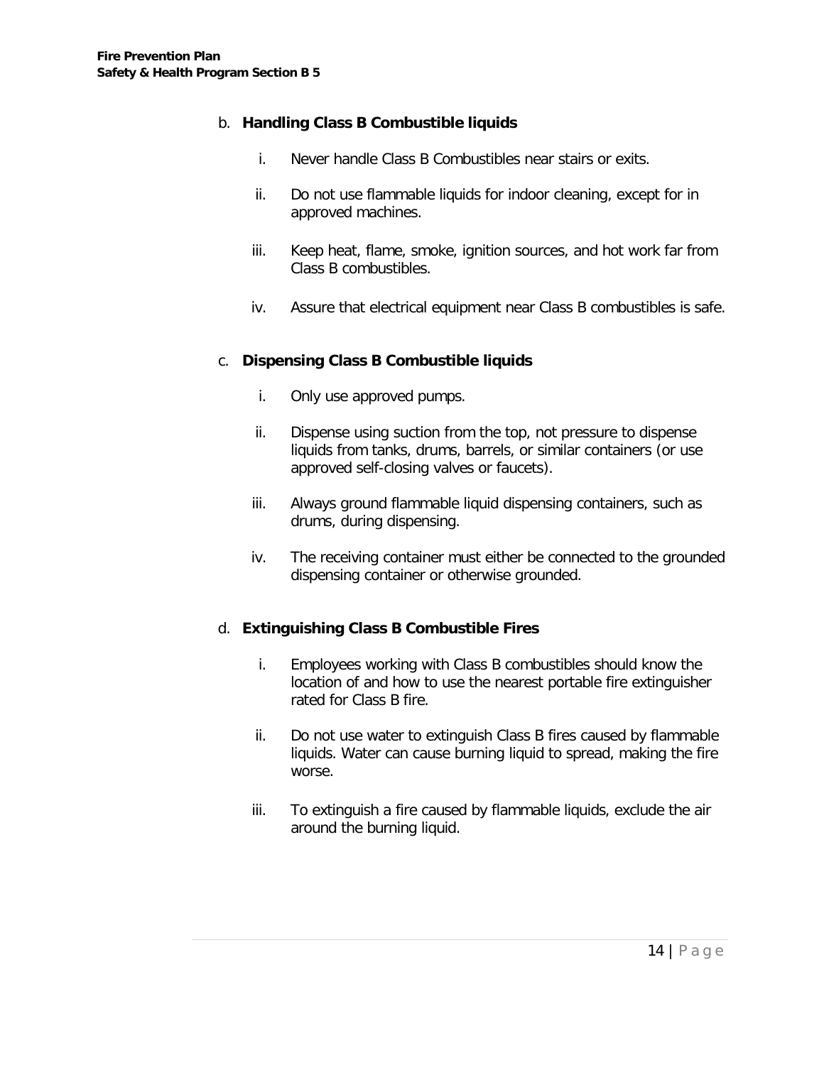b. **Handling Class B Combustible liquids**

   i. Never handle Class B Combustibles near stairs or exits.

   ii. Do not use flammable liquids for indoor cleaning, except for in approved machines.

   iii. Keep heat, flame, smoke, ignition sources, and hot work far from Class B combustibles.

   iv. Assure that electrical equipment near Class B combustibles is safe.

c. **Dispensing Class B Combustible liquids**

   i. Only use approved pumps.

   ii. Dispense using suction from the top, not pressure to dispense liquids from tanks, drums, barrels, or similar containers (or use approved self-closing valves or faucets).

   iii. Always ground flammable liquid dispensing containers, such as drums, during dispensing.

   iv. The receiving container must either be connected to the grounded dispensing container or otherwise grounded.

d. **Extinguishing Class B Combustible Fires**

   i. Employees working with Class B combustibles should know the location of and how to use the nearest portable fire extinguisher rated for Class B fire.

   ii. Do not use water to extinguish Class B fires caused by flammable liquids. Water can cause burning liquid to spread, making the fire worse.

   iii. To extinguish a fire caused by flammable liquids, exclude the air around the burning liquid.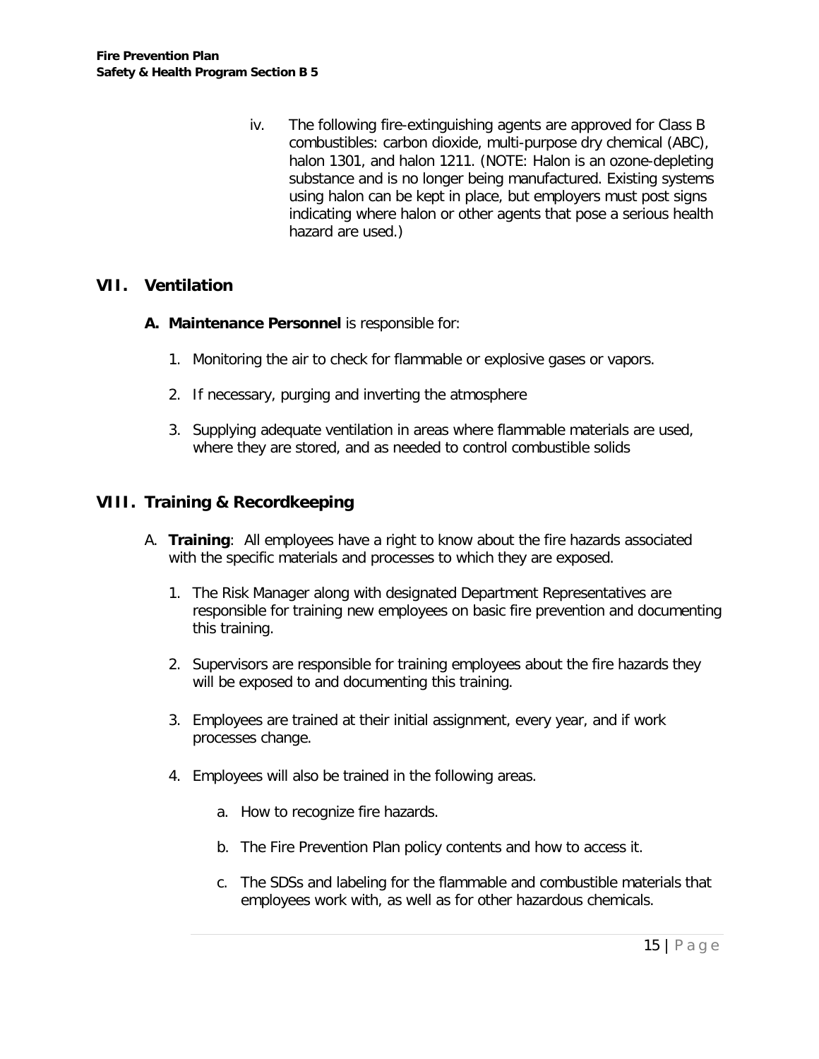iv. The following fire-extinguishing agents are approved for Class B combustibles: carbon dioxide, multi-purpose dry chemical (ABC), halon 1301, and halon 1211. (NOTE: Halon is an ozone-depleting substance and is no longer being manufactured. Existing systems using halon can be kept in place, but employers must post signs indicating where halon or other agents that pose a serious health hazard are used.)

## VII. Ventilation

**A. Maintenance Personnel** is responsible for:

1. Monitoring the air to check for flammable or explosive gases or vapors.
2. If necessary, purging and inverting the atmosphere
3. Supplying adequate ventilation in areas where flammable materials are used, where they are stored, and as needed to control combustible solids

## VIII. Training & Recordkeeping

A. **Training**: All employees have a right to know about the fire hazards associated with the specific materials and processes to which they are exposed.

1. The Risk Manager along with designated Department Representatives are responsible for training new employees on basic fire prevention and documenting this training.
2. Supervisors are responsible for training employees about the fire hazards they will be exposed to and documenting this training.
3. Employees are trained at their initial assignment, every year, and if work processes change.
4. Employees will also be trained in the following areas.
   a. How to recognize fire hazards.
   b. The Fire Prevention Plan policy contents and how to access it.
   c. The SDSs and labeling for the flammable and combustible materials that employees work with, as well as for other hazardous chemicals.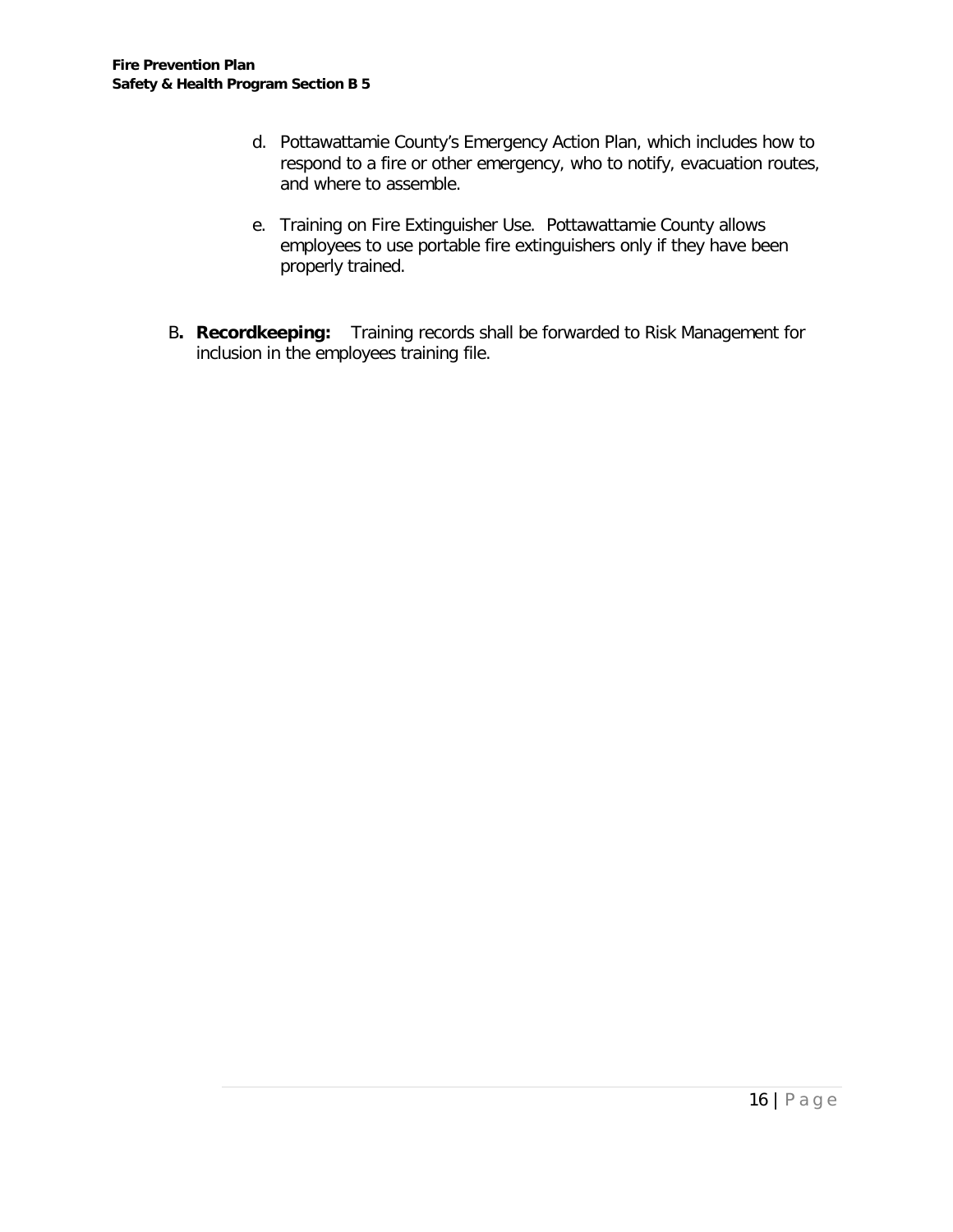d. Pottawattamie County's Emergency Action Plan, which includes how to respond to a fire or other emergency, who to notify, evacuation routes, and where to assemble.

e. Training on Fire Extinguisher Use. Pottawattamie County allows employees to use portable fire extinguishers only if they have been properly trained.

B**. Recordkeeping:** Training records shall be forwarded to Risk Management for inclusion in the employees training file.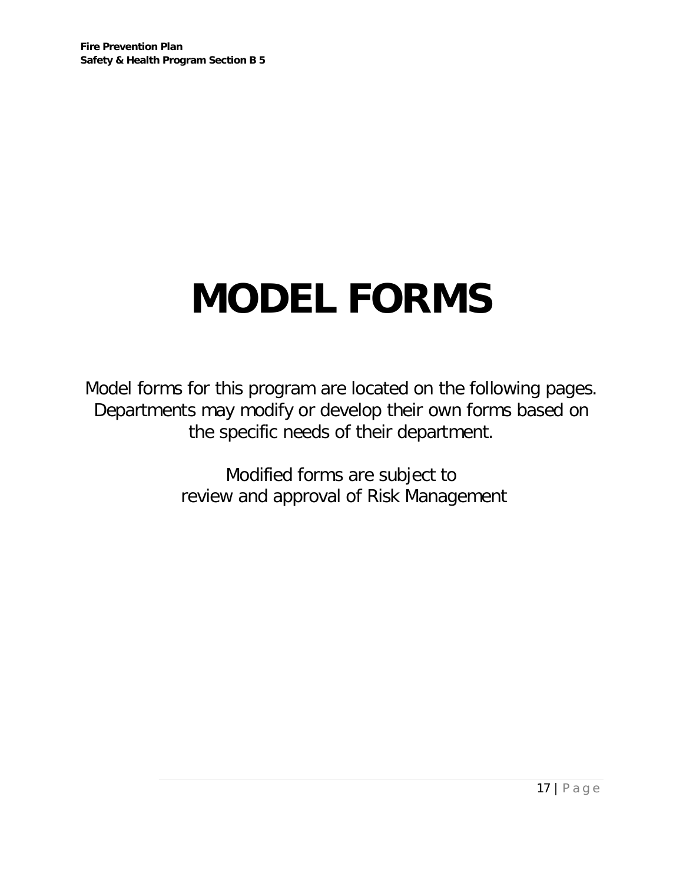# MODEL FORMS

Model forms for this program are located on the following pages. Departments may modify or develop their own forms based on the specific needs of their department.

Modified forms are subject to review and approval of Risk Management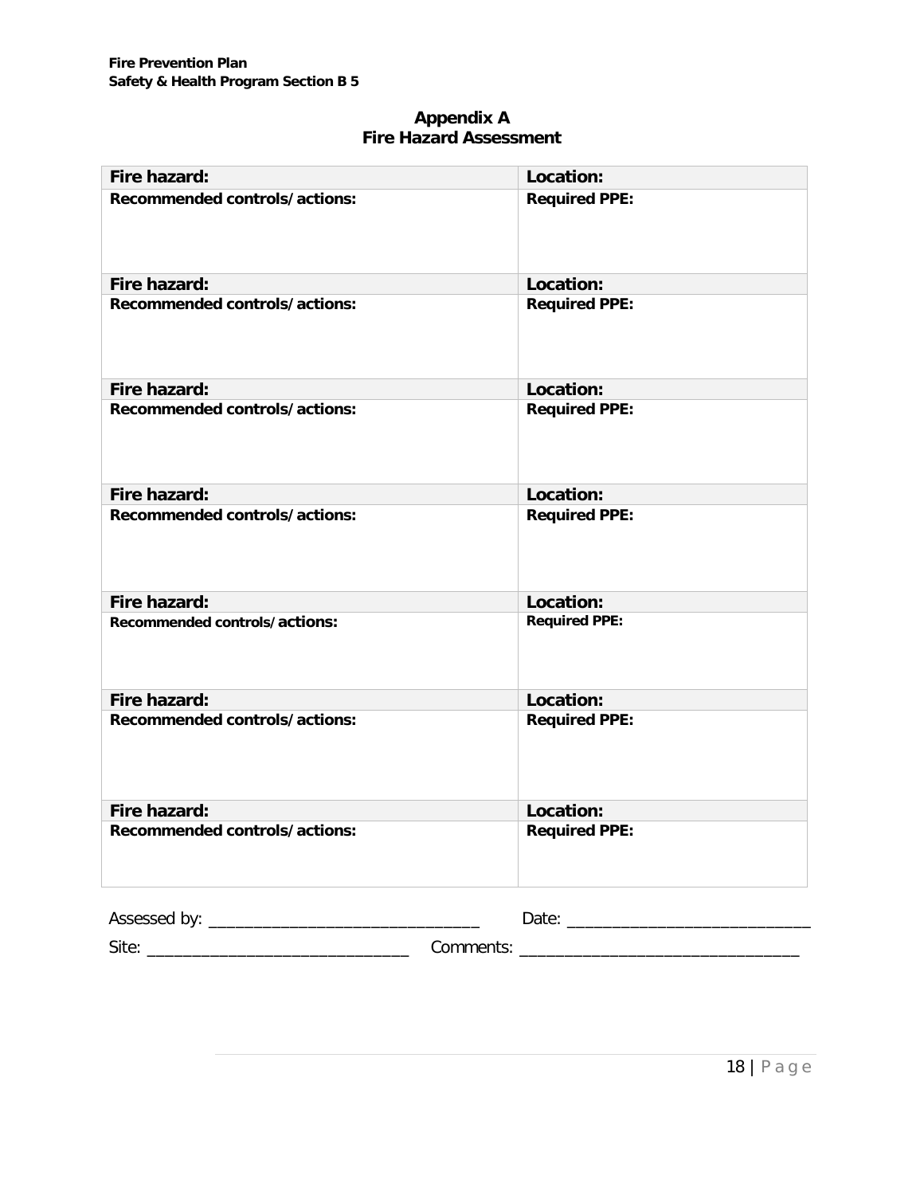## Appendix A
## Fire Hazard Assessment

| **Fire hazard:** | **Location:** |
|---|---|
| **Recommended controls/actions:** | **Required PPE:** |
| **Fire hazard:** | **Location:** |
| **Recommended controls/actions:** | **Required PPE:** |
| **Fire hazard:** | **Location:** |
| **Recommended controls/actions:** | **Required PPE:** |
| **Fire hazard:** | **Location:** |
| **Recommended controls/actions:** | **Required PPE:** |
| **Fire hazard:** | **Location:** |
| **Recommended controls/actions:** | **Required PPE:** |
| **Fire hazard:** | **Location:** |
| **Recommended controls/actions:** | **Required PPE:** |
| **Fire hazard:** | **Location:** |
| **Recommended controls/actions:** | **Required PPE:** |

Assessed by: ______________________________ Date: ___________________________

Site: ______________________________ Comments: _______________________________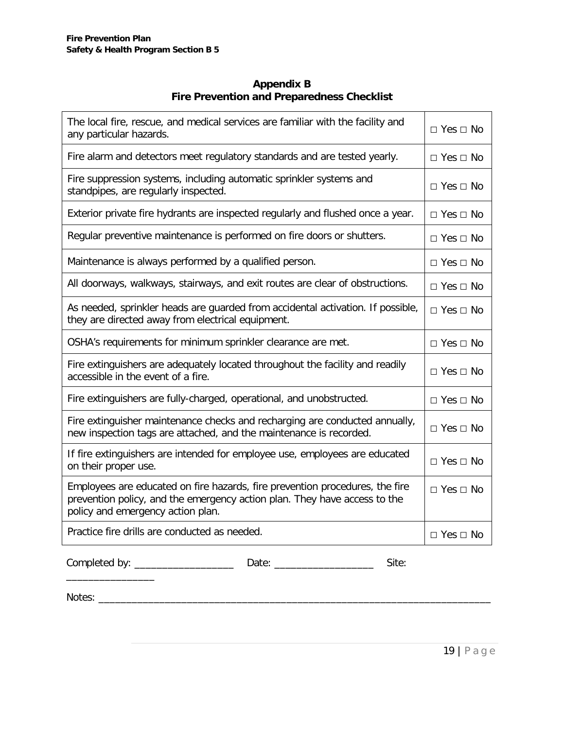## Appendix B
## Fire Prevention and Preparedness Checklist

| Item | Response |
| --- | --- |
| The local fire, rescue, and medical services are familiar with the facility and any particular hazards. | □ Yes □ No |
| Fire alarm and detectors meet regulatory standards and are tested yearly. | □ Yes □ No |
| Fire suppression systems, including automatic sprinkler systems and standpipes, are regularly inspected. | □ Yes □ No |
| Exterior private fire hydrants are inspected regularly and flushed once a year. | □ Yes □ No |
| Regular preventive maintenance is performed on fire doors or shutters. | □ Yes □ No |
| Maintenance is always performed by a qualified person. | □ Yes □ No |
| All doorways, walkways, stairways, and exit routes are clear of obstructions. | □ Yes □ No |
| As needed, sprinkler heads are guarded from accidental activation. If possible, they are directed away from electrical equipment. | □ Yes □ No |
| OSHA's requirements for minimum sprinkler clearance are met. | □ Yes □ No |
| Fire extinguishers are adequately located throughout the facility and readily accessible in the event of a fire. | □ Yes □ No |
| Fire extinguishers are fully-charged, operational, and unobstructed. | □ Yes □ No |
| Fire extinguisher maintenance checks and recharging are conducted annually, new inspection tags are attached, and the maintenance is recorded. | □ Yes □ No |
| If fire extinguishers are intended for employee use, employees are educated on their proper use. | □ Yes □ No |
| Employees are educated on fire hazards, fire prevention procedures, the fire prevention policy, and the emergency action plan. They have access to the policy and emergency action plan. | □ Yes □ No |
| Practice fire drills are conducted as needed. | □ Yes □ No |

Completed by: __________________ Date: __________________ Site: ________________

Notes: ________________________________________________________________________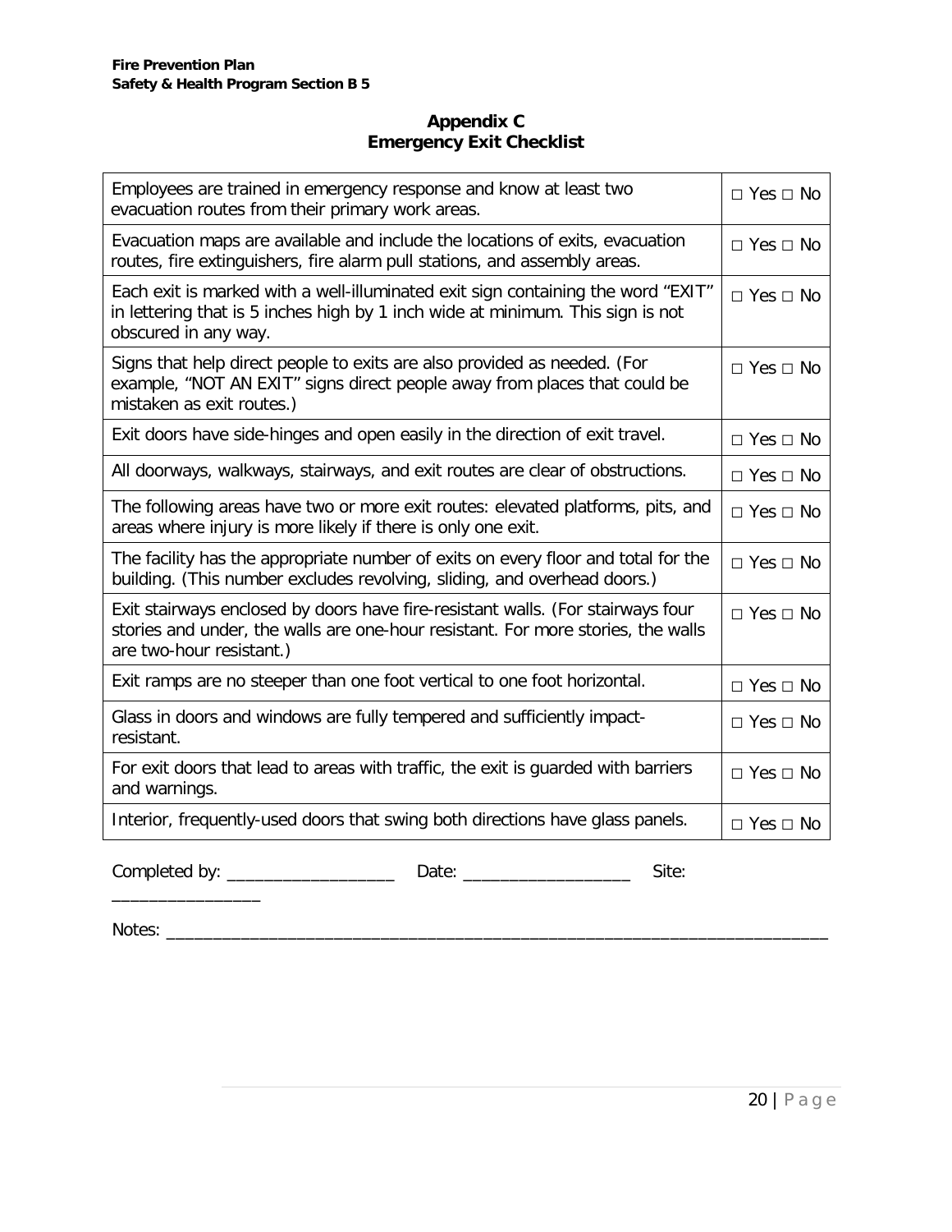## Appendix C
## Emergency Exit Checklist

| Item | Response |
|---|---|
| Employees are trained in emergency response and know at least two evacuation routes from their primary work areas. | □ Yes □ No |
| Evacuation maps are available and include the locations of exits, evacuation routes, fire extinguishers, fire alarm pull stations, and assembly areas. | □ Yes □ No |
| Each exit is marked with a well-illuminated exit sign containing the word "EXIT" in lettering that is 5 inches high by 1 inch wide at minimum. This sign is not obscured in any way. | □ Yes □ No |
| Signs that help direct people to exits are also provided as needed. (For example, "NOT AN EXIT" signs direct people away from places that could be mistaken as exit routes.) | □ Yes □ No |
| Exit doors have side-hinges and open easily in the direction of exit travel. | □ Yes □ No |
| All doorways, walkways, stairways, and exit routes are clear of obstructions. | □ Yes □ No |
| The following areas have two or more exit routes: elevated platforms, pits, and areas where injury is more likely if there is only one exit. | □ Yes □ No |
| The facility has the appropriate number of exits on every floor and total for the building. (This number excludes revolving, sliding, and overhead doors.) | □ Yes □ No |
| Exit stairways enclosed by doors have fire-resistant walls. (For stairways four stories and under, the walls are one-hour resistant. For more stories, the walls are two-hour resistant.) | □ Yes □ No |
| Exit ramps are no steeper than one foot vertical to one foot horizontal. | □ Yes □ No |
| Glass in doors and windows are fully tempered and sufficiently impact-resistant. | □ Yes □ No |
| For exit doors that lead to areas with traffic, the exit is guarded with barriers and warnings. | □ Yes □ No |
| Interior, frequently-used doors that swing both directions have glass panels. | □ Yes □ No |

Completed by: __________________ Date: __________________ Site: ________________

Notes: ________________________________________________________________________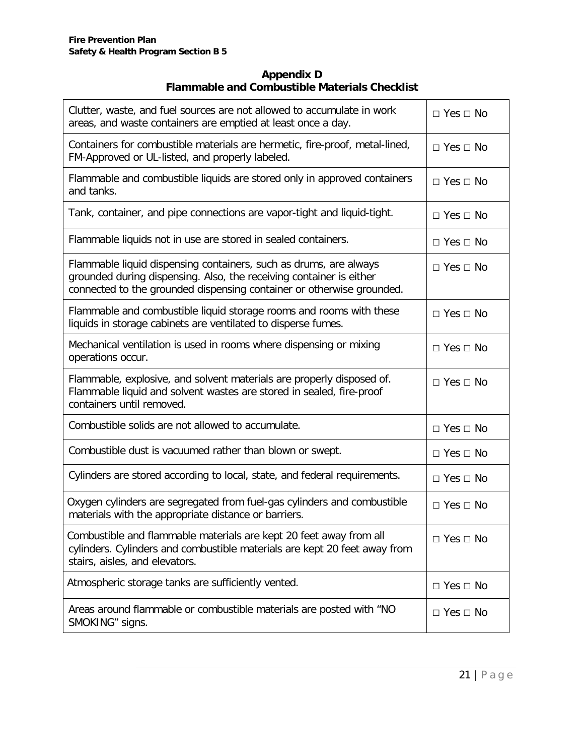## Appendix D
## Flammable and Combustible Materials Checklist

| Item | Response |
|---|---|
| Clutter, waste, and fuel sources are not allowed to accumulate in work areas, and waste containers are emptied at least once a day. | □ Yes □ No |
| Containers for combustible materials are hermetic, fire-proof, metal-lined, FM-Approved or UL-listed, and properly labeled. | □ Yes □ No |
| Flammable and combustible liquids are stored only in approved containers and tanks. | □ Yes □ No |
| Tank, container, and pipe connections are vapor-tight and liquid-tight. | □ Yes □ No |
| Flammable liquids not in use are stored in sealed containers. | □ Yes □ No |
| Flammable liquid dispensing containers, such as drums, are always grounded during dispensing. Also, the receiving container is either connected to the grounded dispensing container or otherwise grounded. | □ Yes □ No |
| Flammable and combustible liquid storage rooms and rooms with these liquids in storage cabinets are ventilated to disperse fumes. | □ Yes □ No |
| Mechanical ventilation is used in rooms where dispensing or mixing operations occur. | □ Yes □ No |
| Flammable, explosive, and solvent materials are properly disposed of. Flammable liquid and solvent wastes are stored in sealed, fire-proof containers until removed. | □ Yes □ No |
| Combustible solids are not allowed to accumulate. | □ Yes □ No |
| Combustible dust is vacuumed rather than blown or swept. | □ Yes □ No |
| Cylinders are stored according to local, state, and federal requirements. | □ Yes □ No |
| Oxygen cylinders are segregated from fuel-gas cylinders and combustible materials with the appropriate distance or barriers. | □ Yes □ No |
| Combustible and flammable materials are kept 20 feet away from all cylinders. Cylinders and combustible materials are kept 20 feet away from stairs, aisles, and elevators. | □ Yes □ No |
| Atmospheric storage tanks are sufficiently vented. | □ Yes □ No |
| Areas around flammable or combustible materials are posted with "NO SMOKING" signs. | □ Yes □ No |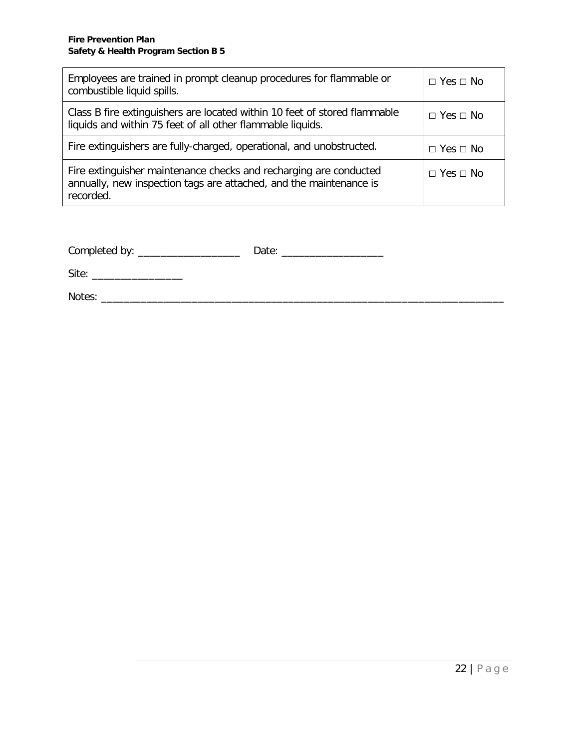| | |
|---|---|
| Employees are trained in prompt cleanup procedures for flammable or combustible liquid spills. | □ Yes □ No |
| Class B fire extinguishers are located within 10 feet of stored flammable liquids and within 75 feet of all other flammable liquids. | □ Yes □ No |
| Fire extinguishers are fully-charged, operational, and unobstructed. | □ Yes □ No |
| Fire extinguisher maintenance checks and recharging are conducted annually, new inspection tags are attached, and the maintenance is recorded. | □ Yes □ No |

Completed by: __________________ Date: __________________

Site: ________________

Notes: ________________________________________________________________________